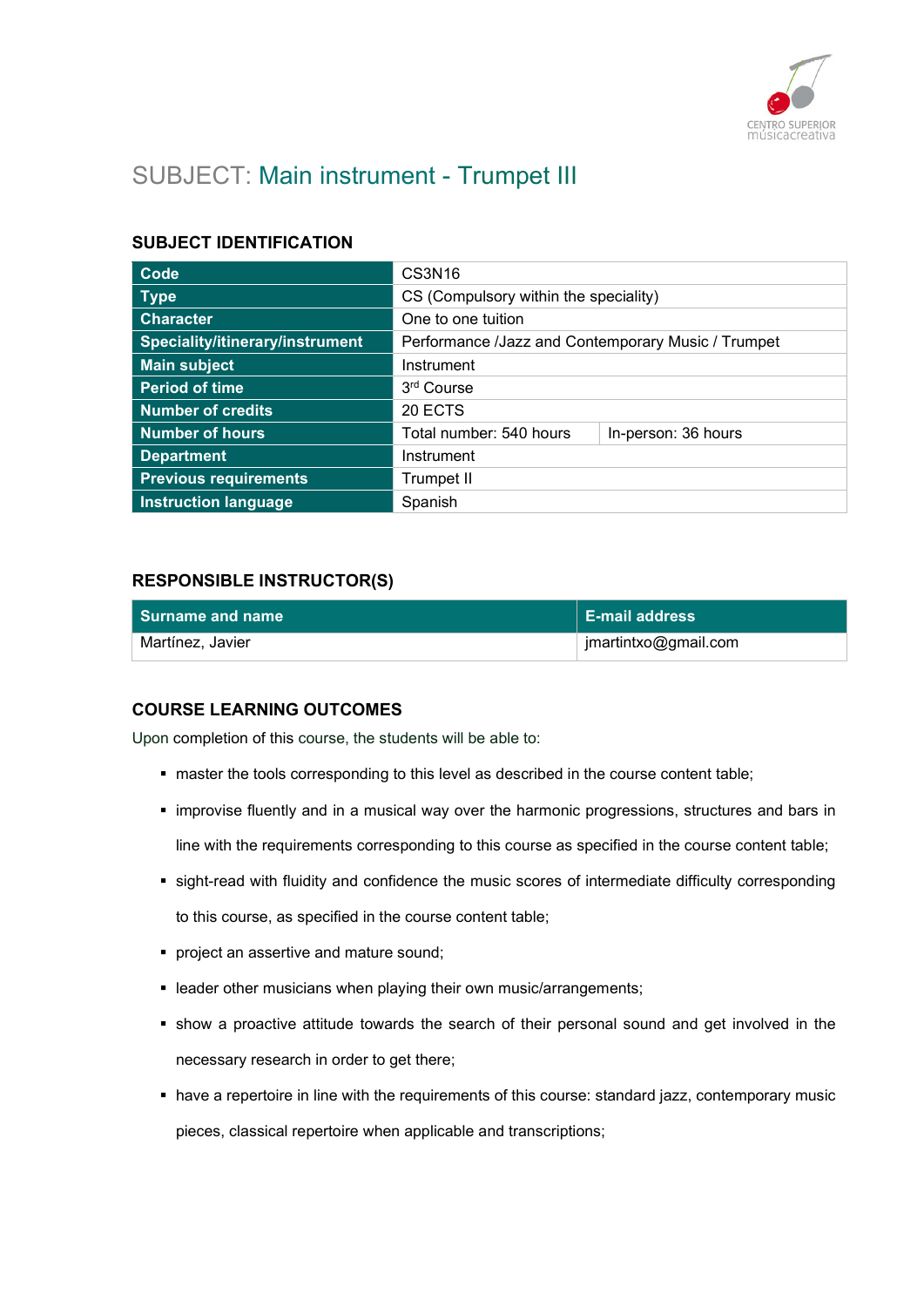# SUBJECT: Main instrument - Trumpet III

## SUBJECT IDENTIFICATION

| Code | CS3N16 | |
|---|---|---|
| Type | CS (Compulsory within the speciality) | |
| Character | One to one tuition | |
| Speciality/itinerary/instrument | Performance /Jazz and Contemporary Music / Trumpet | |
| Main subject | Instrument | |
| Period of time | 3rd Course | |
| Number of credits | 20 ECTS | |
| Number of hours | Total number: 540 hours | In-person: 36 hours |
| Department | Instrument | |
| Previous requirements | Trumpet II | |
| Instruction language | Spanish | |

## RESPONSIBLE INSTRUCTOR(S)

| Surname and name | E-mail address |
|---|---|
| Martínez, Javier | jmartintxo@gmail.com |

## COURSE LEARNING OUTCOMES

Upon completion of this course, the students will be able to:

- master the tools corresponding to this level as described in the course content table;
- improvise fluently and in a musical way over the harmonic progressions, structures and bars in line with the requirements corresponding to this course as specified in the course content table;
- sight-read with fluidity and confidence the music scores of intermediate difficulty corresponding to this course, as specified in the course content table;
- project an assertive and mature sound;
- leader other musicians when playing their own music/arrangements;
- show a proactive attitude towards the search of their personal sound and get involved in the necessary research in order to get there;
- have a repertoire in line with the requirements of this course: standard jazz, contemporary music pieces, classical repertoire when applicable and transcriptions;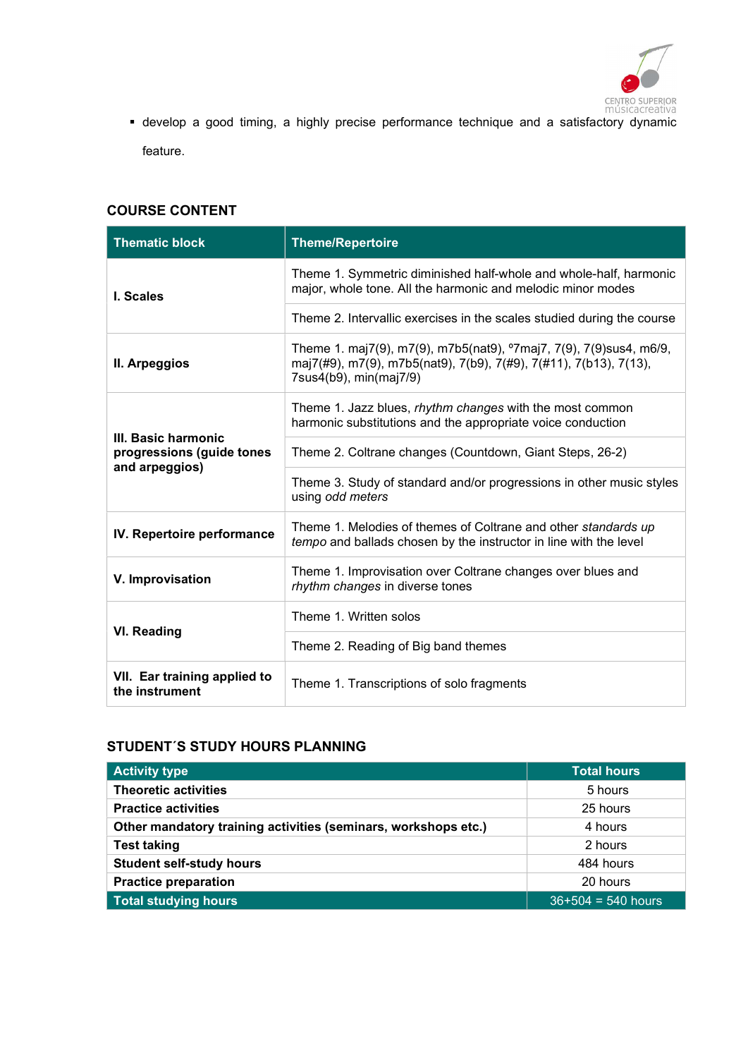- develop a good timing, a highly precise performance technique and a satisfactory dynamic feature.

## COURSE CONTENT

| Thematic block | Theme/Repertoire |
|---|---|
| **I. Scales** | Theme 1. Symmetric diminished half-whole and whole-half, harmonic major, whole tone. All the harmonic and melodic minor modes |
| | Theme 2. Intervallic exercises in the scales studied during the course |
| **II. Arpeggios** | Theme 1. maj7(9), m7(9), m7b5(nat9), º7maj7, 7(9), 7(9)sus4, m6/9, maj7(#9), m7(9), m7b5(nat9), 7(b9), 7(#9), 7(#11), 7(b13), 7(13), 7sus4(b9), min(maj7/9) |
| **III. Basic harmonic progressions (guide tones and arpeggios)** | Theme 1. Jazz blues, *rhythm changes* with the most common harmonic substitutions and the appropriate voice conduction |
| | Theme 2. Coltrane changes (Countdown, Giant Steps, 26-2) |
| | Theme 3. Study of standard and/or progressions in other music styles using *odd meters* |
| **IV. Repertoire performance** | Theme 1. Melodies of themes of Coltrane and other *standards up tempo* and ballads chosen by the instructor in line with the level |
| **V. Improvisation** | Theme 1. Improvisation over Coltrane changes over blues and *rhythm changes* in diverse tones |
| **VI. Reading** | Theme 1. Written solos |
| | Theme 2. Reading of Big band themes |
| **VII. Ear training applied to the instrument** | Theme 1. Transcriptions of solo fragments |

## STUDENT´S STUDY HOURS PLANNING

| Activity type | Total hours |
|---|---|
| **Theoretic activities** | 5 hours |
| **Practice activities** | 25 hours |
| **Other mandatory training activities (seminars, workshops etc.)** | 4 hours |
| **Test taking** | 2 hours |
| **Student self-study hours** | 484 hours |
| **Practice preparation** | 20 hours |
| **Total studying hours** | 36+504 = 540 hours |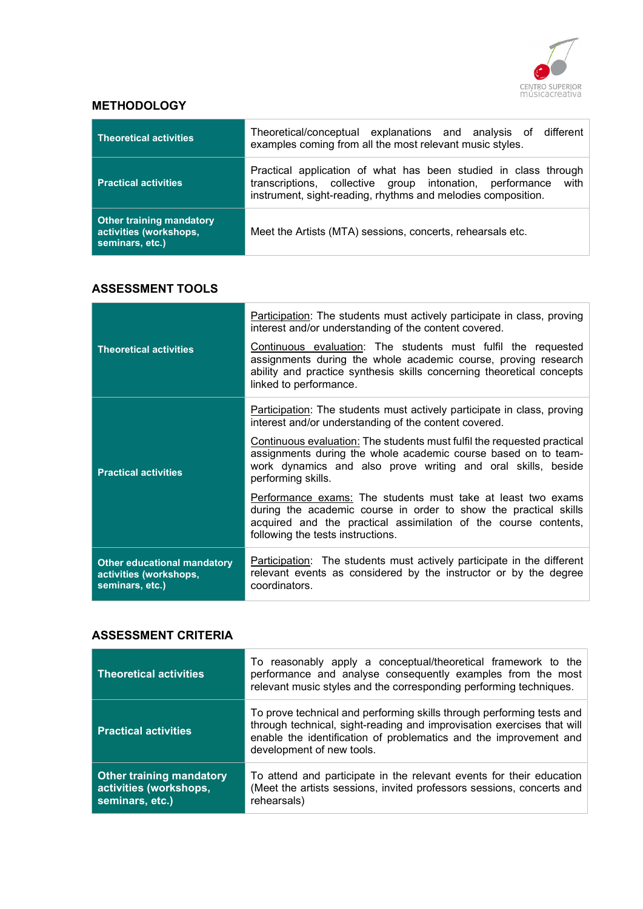## METHODOLOGY

| | |
|---|---|
| **Theoretical activities** | Theoretical/conceptual explanations and analysis of different examples coming from all the most relevant music styles. |
| **Practical activities** | Practical application of what has been studied in class through transcriptions, collective group intonation, performance with instrument, sight-reading, rhythms and melodies composition. |
| **Other training mandatory activities (workshops, seminars, etc.)** | Meet the Artists (MTA) sessions, concerts, rehearsals etc. |

## ASSESSMENT TOOLS

| | |
|---|---|
| **Theoretical activities** | Participation: The students must actively participate in class, proving interest and/or understanding of the content covered.<br><br>Continuous evaluation: The students must fulfil the requested assignments during the whole academic course, proving research ability and practice synthesis skills concerning theoretical concepts linked to performance. |
| **Practical activities** | Participation: The students must actively participate in class, proving interest and/or understanding of the content covered.<br><br>Continuous evaluation: The students must fulfil the requested practical assignments during the whole academic course based on to team-work dynamics and also prove writing and oral skills, beside performing skills.<br><br>Performance exams: The students must take at least two exams during the academic course in order to show the practical skills acquired and the practical assimilation of the course contents, following the tests instructions. |
| **Other educational mandatory activities (workshops, seminars, etc.)** | Participation: The students must actively participate in the different relevant events as considered by the instructor or by the degree coordinators. |

## ASSESSMENT CRITERIA

| | |
|---|---|
| **Theoretical activities** | To reasonably apply a conceptual/theoretical framework to the performance and analyse consequently examples from the most relevant music styles and the corresponding performing techniques. |
| **Practical activities** | To prove technical and performing skills through performing tests and through technical, sight-reading and improvisation exercises that will enable the identification of problematics and the improvement and development of new tools. |
| **Other training mandatory activities (workshops, seminars, etc.)** | To attend and participate in the relevant events for their education (Meet the artists sessions, invited professors sessions, concerts and rehearsals) |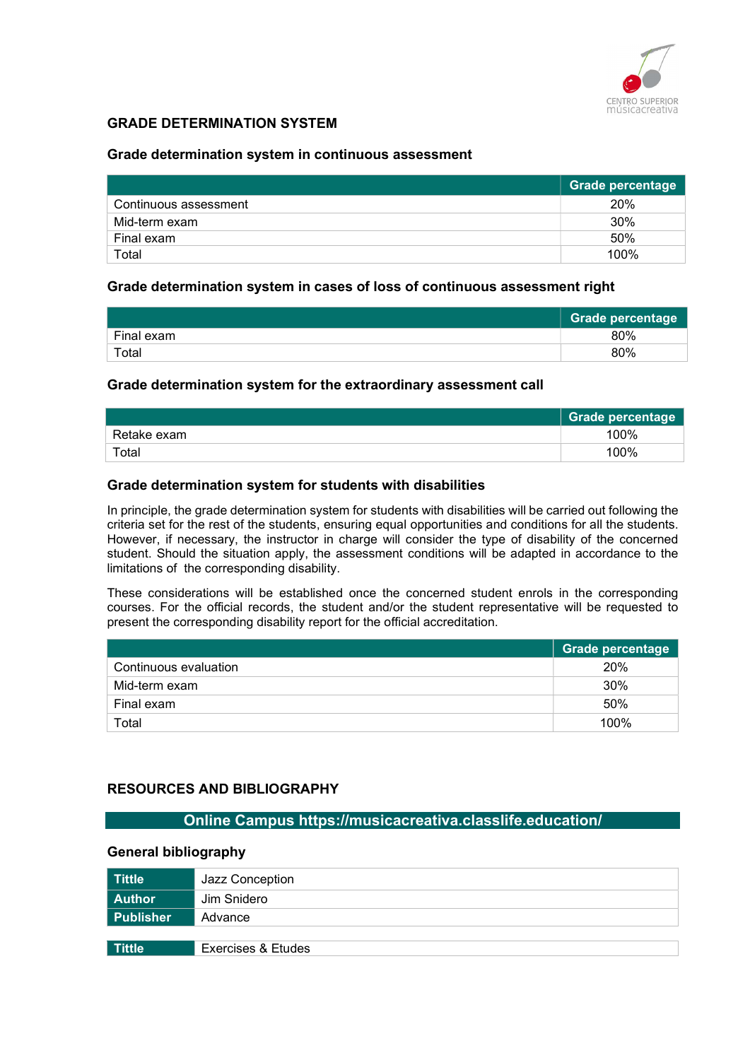## GRADE DETERMINATION SYSTEM

### Grade determination system in continuous assessment

| | Grade percentage |
|---|---|
| Continuous assessment | 20% |
| Mid-term exam | 30% |
| Final exam | 50% |
| Total | 100% |

### Grade determination system in cases of loss of continuous assessment right

| | Grade percentage |
|---|---|
| Final exam | 80% |
| Total | 80% |

### Grade determination system for the extraordinary assessment call

| | Grade percentage |
|---|---|
| Retake exam | 100% |
| Total | 100% |

### Grade determination system for students with disabilities

In principle, the grade determination system for students with disabilities will be carried out following the criteria set for the rest of the students, ensuring equal opportunities and conditions for all the students. However, if necessary, the instructor in charge will consider the type of disability of the concerned student. Should the situation apply, the assessment conditions will be adapted in accordance to the limitations of the corresponding disability.

These considerations will be established once the concerned student enrols in the corresponding courses. For the official records, the student and/or the student representative will be requested to present the corresponding disability report for the official accreditation.

| | Grade percentage |
|---|---|
| Continuous evaluation | 20% |
| Mid-term exam | 30% |
| Final exam | 50% |
| Total | 100% |

## RESOURCES AND BIBLIOGRAPHY

**Online Campus https://musicacreativa.classlife.education/**

### General bibliography

| | |
|---|---|
| **Tittle** | Jazz Conception |
| **Author** | Jim Snidero |
| **Publisher** | Advance |

| | |
|---|---|
| **Tittle** | Exercises & Etudes |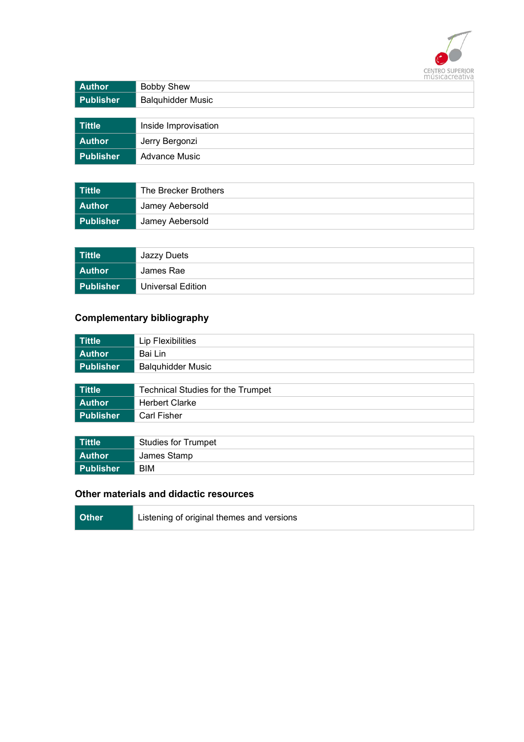| | |
|---|---|
| **Author** | Bobby Shew |
| **Publisher** | Balquhidder Music |

| | |
|---|---|
| **Tittle** | Inside Improvisation |
| **Author** | Jerry Bergonzi |
| **Publisher** | Advance Music |

| | |
|---|---|
| **Tittle** | The Brecker Brothers |
| **Author** | Jamey Aebersold |
| **Publisher** | Jamey Aebersold |

| | |
|---|---|
| **Tittle** | Jazzy Duets |
| **Author** | James Rae |
| **Publisher** | Universal Edition |

## Complementary bibliography

| | |
|---|---|
| **Tittle** | Lip Flexibilities |
| **Author** | Bai Lin |
| **Publisher** | Balquhidder Music |

| | |
|---|---|
| **Tittle** | Technical Studies for the Trumpet |
| **Author** | Herbert Clarke |
| **Publisher** | Carl Fisher |

| | |
|---|---|
| **Tittle** | Studies for Trumpet |
| **Author** | James Stamp |
| **Publisher** | BIM |

## Other materials and didactic resources

| | |
|---|---|
| **Other** | Listening of original themes and versions |